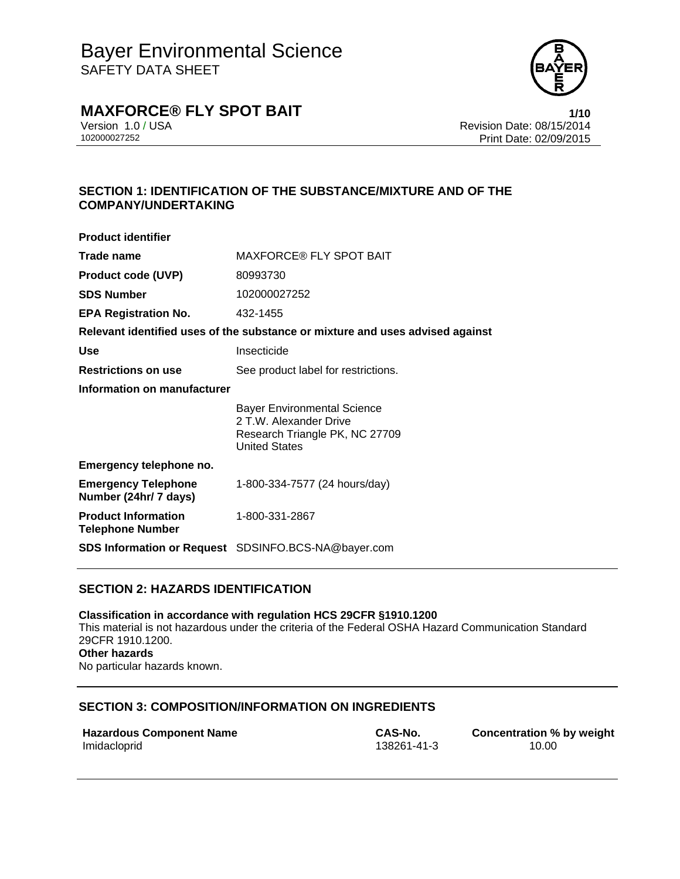# Bayer Environmental Science

SAFETY DATA SHEET

## MAXFORCE® FLY SPOT BAIT

Version 1.0 / USA
102000027252

Revision Date: 08/15/2014
Print Date: 02/09/2015

## SECTION 1: IDENTIFICATION OF THE SUBSTANCE/MIXTURE AND OF THE COMPANY/UNDERTAKING

**Product identifier**

| | |
|---|---|
| **Trade name** | MAXFORCE® FLY SPOT BAIT |
| **Product code (UVP)** | 80993730 |
| **SDS Number** | 102000027252 |
| **EPA Registration No.** | 432-1455 |

**Relevant identified uses of the substance or mixture and uses advised against**

| | |
|---|---|
| **Use** | Insecticide |
| **Restrictions on use** | See product label for restrictions. |

**Information on manufacturer**

Bayer Environmental Science
2 T.W. Alexander Drive
Research Triangle PK, NC 27709
United States

**Emergency telephone no.**

| | |
|---|---|
| **Emergency Telephone Number (24hr/ 7 days)** | 1-800-334-7577 (24 hours/day) |
| **Product Information Telephone Number** | 1-800-331-2867 |
| **SDS Information or Request** | SDSINFO.BCS-NA@bayer.com |

## SECTION 2: HAZARDS IDENTIFICATION

**Classification in accordance with regulation HCS 29CFR §1910.1200**

This material is not hazardous under the criteria of the Federal OSHA Hazard Communication Standard 29CFR 1910.1200.

**Other hazards**

No particular hazards known.

## SECTION 3: COMPOSITION/INFORMATION ON INGREDIENTS

| Hazardous Component Name | CAS-No. | Concentration % by weight |
|---|---|---|
| Imidacloprid | 138261-41-3 | 10.00 |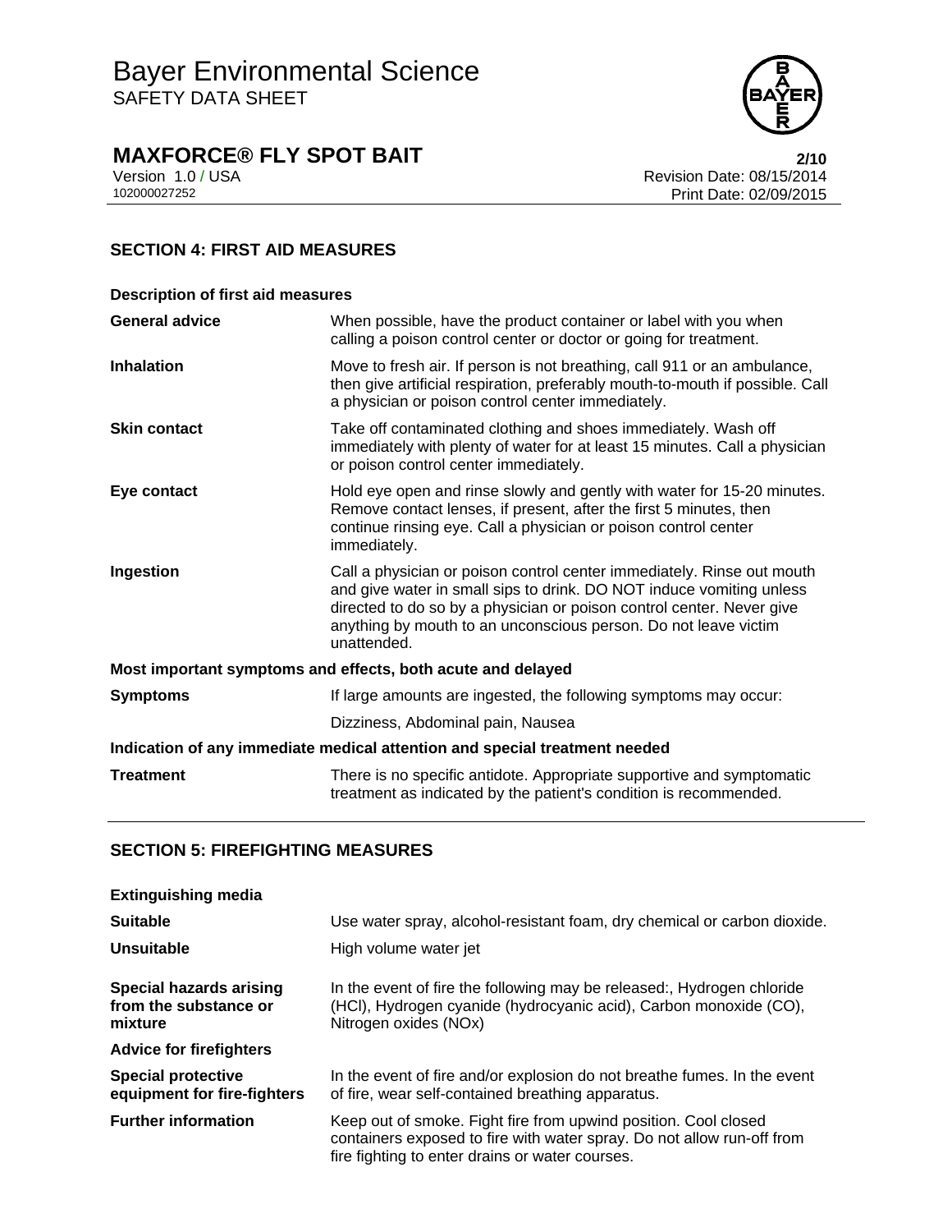## SECTION 4: FIRST AID MEASURES

**Description of first aid measures**

| | |
|---|---|
| **General advice** | When possible, have the product container or label with you when calling a poison control center or doctor or going for treatment. |
| **Inhalation** | Move to fresh air. If person is not breathing, call 911 or an ambulance, then give artificial respiration, preferably mouth-to-mouth if possible. Call a physician or poison control center immediately. |
| **Skin contact** | Take off contaminated clothing and shoes immediately. Wash off immediately with plenty of water for at least 15 minutes. Call a physician or poison control center immediately. |
| **Eye contact** | Hold eye open and rinse slowly and gently with water for 15-20 minutes. Remove contact lenses, if present, after the first 5 minutes, then continue rinsing eye. Call a physician or poison control center immediately. |
| **Ingestion** | Call a physician or poison control center immediately. Rinse out mouth and give water in small sips to drink. DO NOT induce vomiting unless directed to do so by a physician or poison control center. Never give anything by mouth to an unconscious person. Do not leave victim unattended. |

**Most important symptoms and effects, both acute and delayed**

| | |
|---|---|
| **Symptoms** | If large amounts are ingested, the following symptoms may occur: |
| | Dizziness, Abdominal pain, Nausea |

**Indication of any immediate medical attention and special treatment needed**

| | |
|---|---|
| **Treatment** | There is no specific antidote. Appropriate supportive and symptomatic treatment as indicated by the patient's condition is recommended. |

## SECTION 5: FIREFIGHTING MEASURES

**Extinguishing media**

| | |
|---|---|
| **Suitable** | Use water spray, alcohol-resistant foam, dry chemical or carbon dioxide. |
| **Unsuitable** | High volume water jet |
| **Special hazards arising from the substance or mixture** | In the event of fire the following may be released:, Hydrogen chloride (HCl), Hydrogen cyanide (hydrocyanic acid), Carbon monoxide (CO), Nitrogen oxides (NOx) |

**Advice for firefighters**

| | |
|---|---|
| **Special protective equipment for fire-fighters** | In the event of fire and/or explosion do not breathe fumes. In the event of fire, wear self-contained breathing apparatus. |
| **Further information** | Keep out of smoke. Fight fire from upwind position. Cool closed containers exposed to fire with water spray. Do not allow run-off from fire fighting to enter drains or water courses. |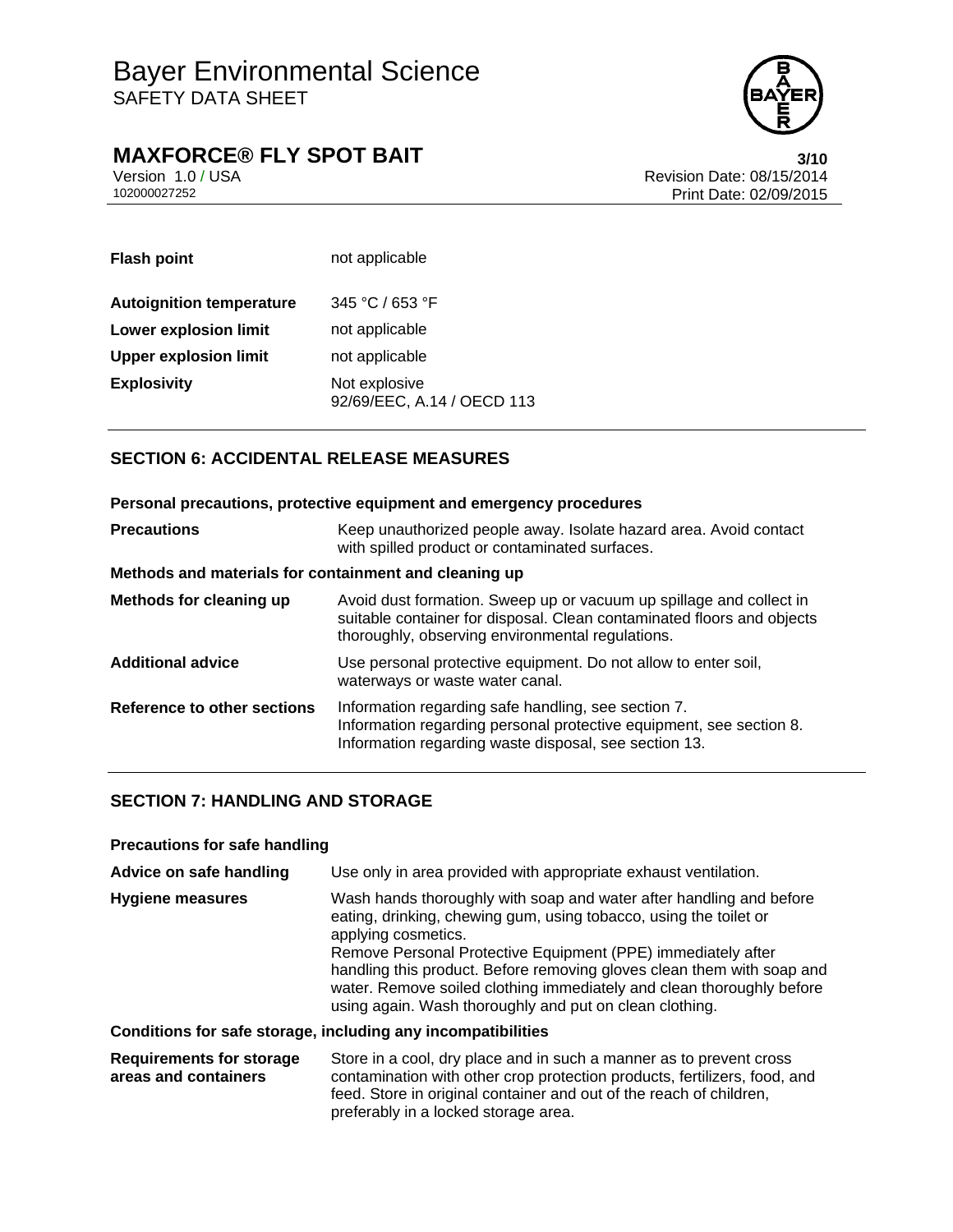| | |
|---|---|
| **Flash point** | not applicable |
| **Autoignition temperature** | 345 °C / 653 °F |
| **Lower explosion limit** | not applicable |
| **Upper explosion limit** | not applicable |
| **Explosivity** | Not explosive<br>92/69/EEC, A.14 / OECD 113 |

## SECTION 6: ACCIDENTAL RELEASE MEASURES

**Personal precautions, protective equipment and emergency procedures**

| | |
|---|---|
| **Precautions** | Keep unauthorized people away. Isolate hazard area. Avoid contact with spilled product or contaminated surfaces. |

**Methods and materials for containment and cleaning up**

| | |
|---|---|
| **Methods for cleaning up** | Avoid dust formation. Sweep up or vacuum up spillage and collect in suitable container for disposal. Clean contaminated floors and objects thoroughly, observing environmental regulations. |
| **Additional advice** | Use personal protective equipment. Do not allow to enter soil, waterways or waste water canal. |
| **Reference to other sections** | Information regarding safe handling, see section 7.<br>Information regarding personal protective equipment, see section 8.<br>Information regarding waste disposal, see section 13. |

## SECTION 7: HANDLING AND STORAGE

**Precautions for safe handling**

| | |
|---|---|
| **Advice on safe handling** | Use only in area provided with appropriate exhaust ventilation. |
| **Hygiene measures** | Wash hands thoroughly with soap and water after handling and before eating, drinking, chewing gum, using tobacco, using the toilet or applying cosmetics.<br>Remove Personal Protective Equipment (PPE) immediately after handling this product. Before removing gloves clean them with soap and water. Remove soiled clothing immediately and clean thoroughly before using again. Wash thoroughly and put on clean clothing. |

**Conditions for safe storage, including any incompatibilities**

| | |
|---|---|
| **Requirements for storage areas and containers** | Store in a cool, dry place and in such a manner as to prevent cross contamination with other crop protection products, fertilizers, food, and feed. Store in original container and out of the reach of children, preferably in a locked storage area. |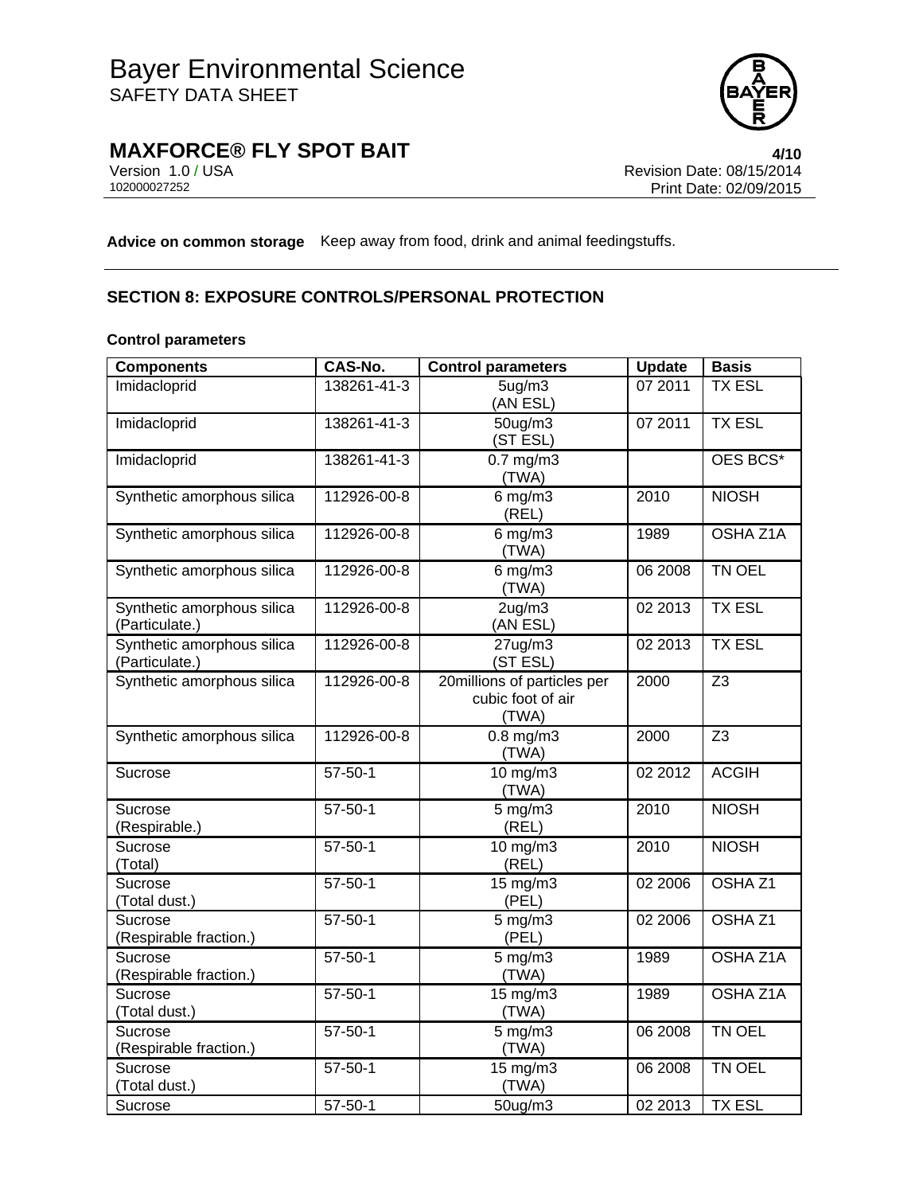**Advice on common storage** Keep away from food, drink and animal feedingstuffs.

## SECTION 8: EXPOSURE CONTROLS/PERSONAL PROTECTION

### Control parameters

| Components | CAS-No. | Control parameters | Update | Basis |
|---|---|---|---|---|
| Imidacloprid | 138261-41-3 | 5ug/m3 (AN ESL) | 07 2011 | TX ESL |
| Imidacloprid | 138261-41-3 | 50ug/m3 (ST ESL) | 07 2011 | TX ESL |
| Imidacloprid | 138261-41-3 | 0.7 mg/m3 (TWA) | | OES BCS* |
| Synthetic amorphous silica | 112926-00-8 | 6 mg/m3 (REL) | 2010 | NIOSH |
| Synthetic amorphous silica | 112926-00-8 | 6 mg/m3 (TWA) | 1989 | OSHA Z1A |
| Synthetic amorphous silica | 112926-00-8 | 6 mg/m3 (TWA) | 06 2008 | TN OEL |
| Synthetic amorphous silica (Particulate.) | 112926-00-8 | 2ug/m3 (AN ESL) | 02 2013 | TX ESL |
| Synthetic amorphous silica (Particulate.) | 112926-00-8 | 27ug/m3 (ST ESL) | 02 2013 | TX ESL |
| Synthetic amorphous silica | 112926-00-8 | 20millions of particles per cubic foot of air (TWA) | 2000 | Z3 |
| Synthetic amorphous silica | 112926-00-8 | 0.8 mg/m3 (TWA) | 2000 | Z3 |
| Sucrose | 57-50-1 | 10 mg/m3 (TWA) | 02 2012 | ACGIH |
| Sucrose (Respirable.) | 57-50-1 | 5 mg/m3 (REL) | 2010 | NIOSH |
| Sucrose (Total) | 57-50-1 | 10 mg/m3 (REL) | 2010 | NIOSH |
| Sucrose (Total dust.) | 57-50-1 | 15 mg/m3 (PEL) | 02 2006 | OSHA Z1 |
| Sucrose (Respirable fraction.) | 57-50-1 | 5 mg/m3 (PEL) | 02 2006 | OSHA Z1 |
| Sucrose (Respirable fraction.) | 57-50-1 | 5 mg/m3 (TWA) | 1989 | OSHA Z1A |
| Sucrose (Total dust.) | 57-50-1 | 15 mg/m3 (TWA) | 1989 | OSHA Z1A |
| Sucrose (Respirable fraction.) | 57-50-1 | 5 mg/m3 (TWA) | 06 2008 | TN OEL |
| Sucrose (Total dust.) | 57-50-1 | 15 mg/m3 (TWA) | 06 2008 | TN OEL |
| Sucrose | 57-50-1 | 50ug/m3 | 02 2013 | TX ESL |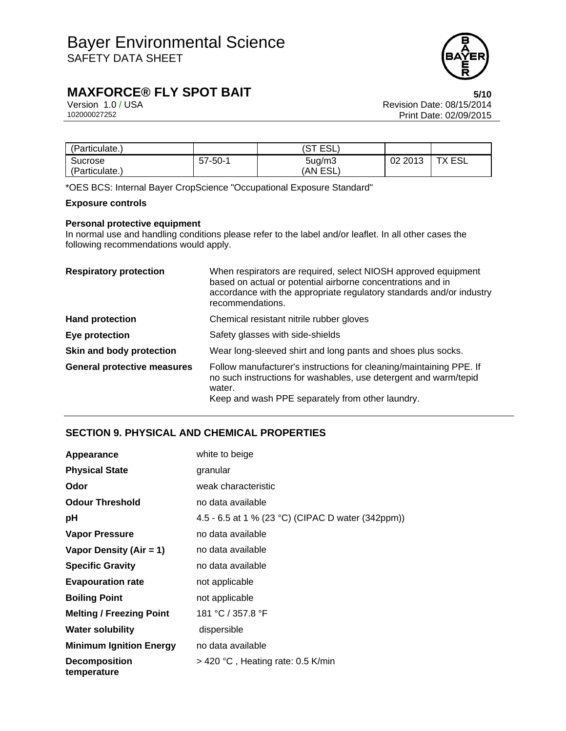| (Particulate.) | | (ST ESL) | | |
|---|---|---|---|---|
| Sucrose (Particulate.) | 57-50-1 | 5ug/m3 (AN ESL) | 02 2013 | TX ESL |

*OES BCS: Internal Bayer CropScience "Occupational Exposure Standard"

**Exposure controls**

**Personal protective equipment**

In normal use and handling conditions please refer to the label and/or leaflet. In all other cases the following recommendations would apply.

| | |
|---|---|
| **Respiratory protection** | When respirators are required, select NIOSH approved equipment based on actual or potential airborne concentrations and in accordance with the appropriate regulatory standards and/or industry recommendations. |
| **Hand protection** | Chemical resistant nitrile rubber gloves |
| **Eye protection** | Safety glasses with side-shields |
| **Skin and body protection** | Wear long-sleeved shirt and long pants and shoes plus socks. |
| **General protective measures** | Follow manufacturer's instructions for cleaning/maintaining PPE. If no such instructions for washables, use detergent and warm/tepid water.<br>Keep and wash PPE separately from other laundry. |

## SECTION 9. PHYSICAL AND CHEMICAL PROPERTIES

| | |
|---|---|
| **Appearance** | white to beige |
| **Physical State** | granular |
| **Odor** | weak characteristic |
| **Odour Threshold** | no data available |
| **pH** | 4.5 - 6.5 at 1 % (23 °C) (CIPAC D water (342ppm)) |
| **Vapor Pressure** | no data available |
| **Vapor Density (Air = 1)** | no data available |
| **Specific Gravity** | no data available |
| **Evapouration rate** | not applicable |
| **Boiling Point** | not applicable |
| **Melting / Freezing Point** | 181 °C / 357.8 °F |
| **Water solubility** | dispersible |
| **Minimum Ignition Energy** | no data available |
| **Decomposition temperature** | > 420 °C , Heating rate: 0.5 K/min |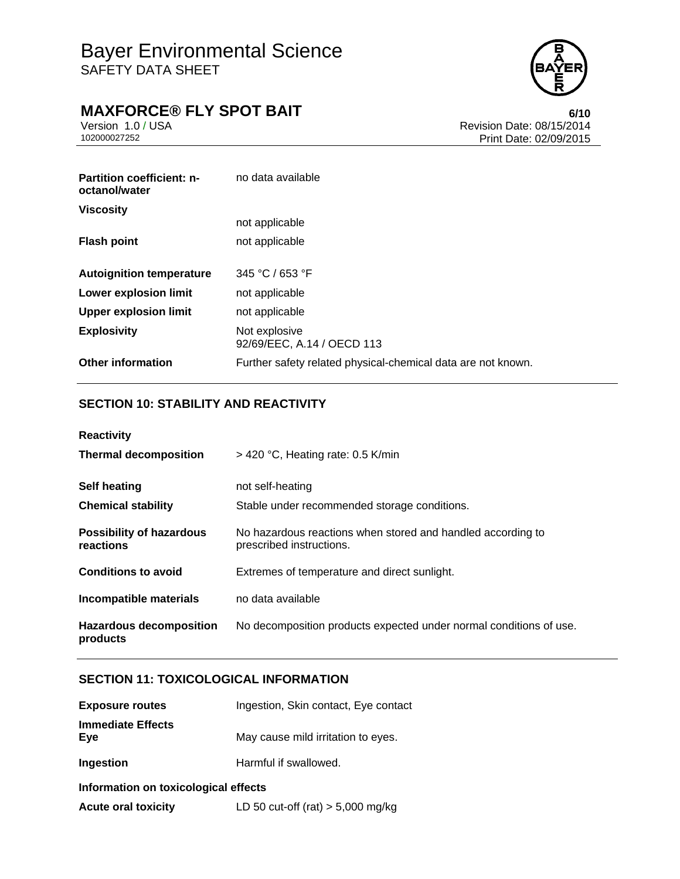| | |
|---|---|
| **Partition coefficient: n-octanol/water** | no data available |
| **Viscosity** | not applicable |
| **Flash point** | not applicable |
| **Autoignition temperature** | 345 °C / 653 °F |
| **Lower explosion limit** | not applicable |
| **Upper explosion limit** | not applicable |
| **Explosivity** | Not explosive<br>92/69/EEC, A.14 / OECD 113 |
| **Other information** | Further safety related physical-chemical data are not known. |

## SECTION 10: STABILITY AND REACTIVITY

**Reactivity**

| | |
|---|---|
| **Thermal decomposition** | > 420 °C, Heating rate: 0.5 K/min |
| **Self heating** | not self-heating |
| **Chemical stability** | Stable under recommended storage conditions. |
| **Possibility of hazardous reactions** | No hazardous reactions when stored and handled according to prescribed instructions. |
| **Conditions to avoid** | Extremes of temperature and direct sunlight. |
| **Incompatible materials** | no data available |
| **Hazardous decomposition products** | No decomposition products expected under normal conditions of use. |

## SECTION 11: TOXICOLOGICAL INFORMATION

| | |
|---|---|
| **Exposure routes** | Ingestion, Skin contact, Eye contact |
| **Immediate Effects**<br>**Eye** | May cause mild irritation to eyes. |
| **Ingestion** | Harmful if swallowed. |

**Information on toxicological effects**

| | |
|---|---|
| **Acute oral toxicity** | LD 50 cut-off (rat) > 5,000 mg/kg |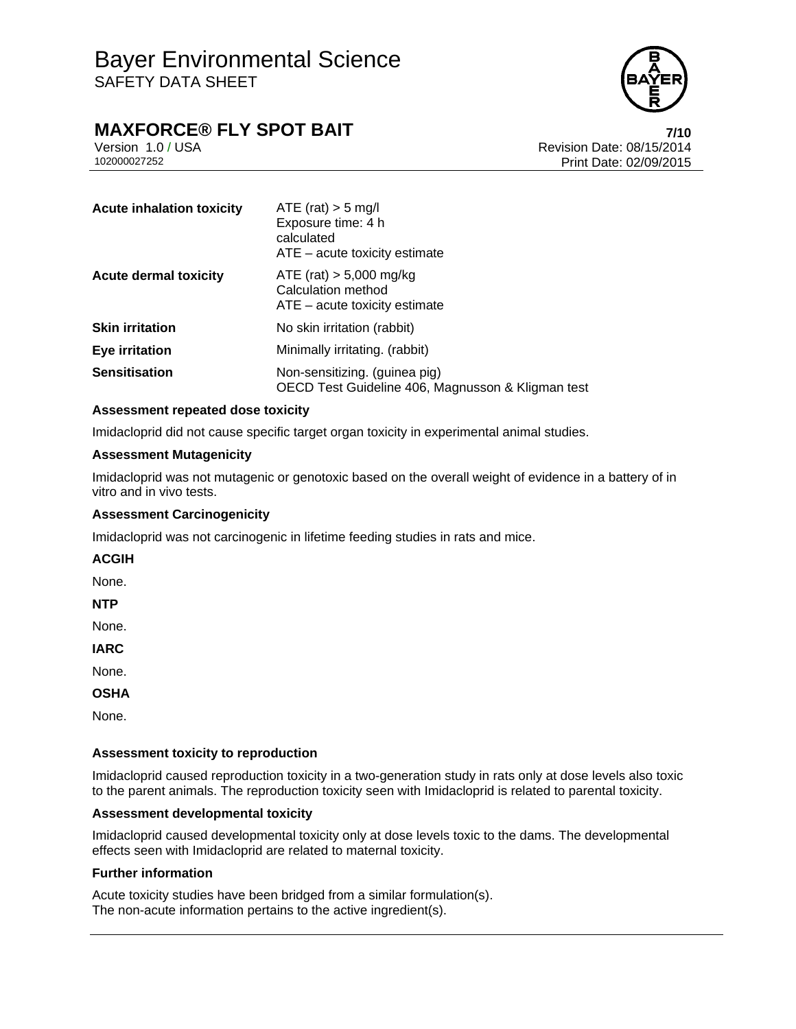| | |
|---|---|
| **Acute inhalation toxicity** | ATE (rat) > 5 mg/l<br>Exposure time: 4 h<br>calculated<br>ATE – acute toxicity estimate |
| **Acute dermal toxicity** | ATE (rat) > 5,000 mg/kg<br>Calculation method<br>ATE – acute toxicity estimate |
| **Skin irritation** | No skin irritation (rabbit) |
| **Eye irritation** | Minimally irritating. (rabbit) |
| **Sensitisation** | Non-sensitizing. (guinea pig)<br>OECD Test Guideline 406, Magnusson & Kligman test |

**Assessment repeated dose toxicity**

Imidacloprid did not cause specific target organ toxicity in experimental animal studies.

**Assessment Mutagenicity**

Imidacloprid was not mutagenic or genotoxic based on the overall weight of evidence in a battery of in vitro and in vivo tests.

**Assessment Carcinogenicity**

Imidacloprid was not carcinogenic in lifetime feeding studies in rats and mice.

**ACGIH**

None.

**NTP**

None.

**IARC**

None.

**OSHA**

None.

**Assessment toxicity to reproduction**

Imidacloprid caused reproduction toxicity in a two-generation study in rats only at dose levels also toxic to the parent animals. The reproduction toxicity seen with Imidacloprid is related to parental toxicity.

**Assessment developmental toxicity**

Imidacloprid caused developmental toxicity only at dose levels toxic to the dams. The developmental effects seen with Imidacloprid are related to maternal toxicity.

**Further information**

Acute toxicity studies have been bridged from a similar formulation(s).
The non-acute information pertains to the active ingredient(s).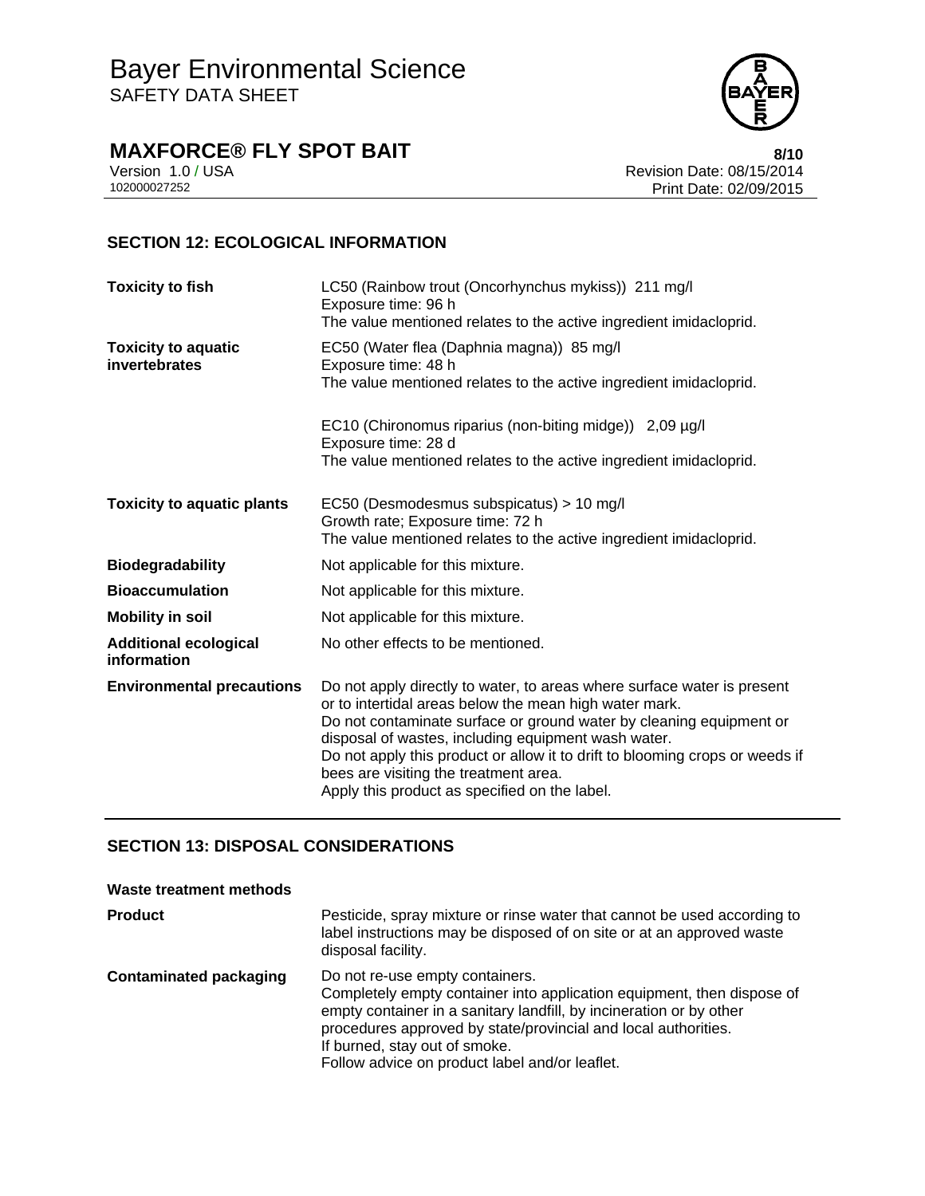## SECTION 12: ECOLOGICAL INFORMATION

| | |
|---|---|
| **Toxicity to fish** | LC50 (Rainbow trout (Oncorhynchus mykiss)) 211 mg/l<br>Exposure time: 96 h<br>The value mentioned relates to the active ingredient imidacloprid. |
| **Toxicity to aquatic invertebrates** | EC50 (Water flea (Daphnia magna)) 85 mg/l<br>Exposure time: 48 h<br>The value mentioned relates to the active ingredient imidacloprid. |
| | EC10 (Chironomus riparius (non-biting midge)) 2,09 µg/l<br>Exposure time: 28 d<br>The value mentioned relates to the active ingredient imidacloprid. |
| **Toxicity to aquatic plants** | EC50 (Desmodesmus subspicatus) > 10 mg/l<br>Growth rate; Exposure time: 72 h<br>The value mentioned relates to the active ingredient imidacloprid. |
| **Biodegradability** | Not applicable for this mixture. |
| **Bioaccumulation** | Not applicable for this mixture. |
| **Mobility in soil** | Not applicable for this mixture. |
| **Additional ecological information** | No other effects to be mentioned. |
| **Environmental precautions** | Do not apply directly to water, to areas where surface water is present or to intertidal areas below the mean high water mark.<br>Do not contaminate surface or ground water by cleaning equipment or disposal of wastes, including equipment wash water.<br>Do not apply this product or allow it to drift to blooming crops or weeds if bees are visiting the treatment area.<br>Apply this product as specified on the label. |

## SECTION 13: DISPOSAL CONSIDERATIONS

**Waste treatment methods**

| | |
|---|---|
| **Product** | Pesticide, spray mixture or rinse water that cannot be used according to label instructions may be disposed of on site or at an approved waste disposal facility. |
| **Contaminated packaging** | Do not re-use empty containers.<br>Completely empty container into application equipment, then dispose of empty container in a sanitary landfill, by incineration or by other procedures approved by state/provincial and local authorities.<br>If burned, stay out of smoke.<br>Follow advice on product label and/or leaflet. |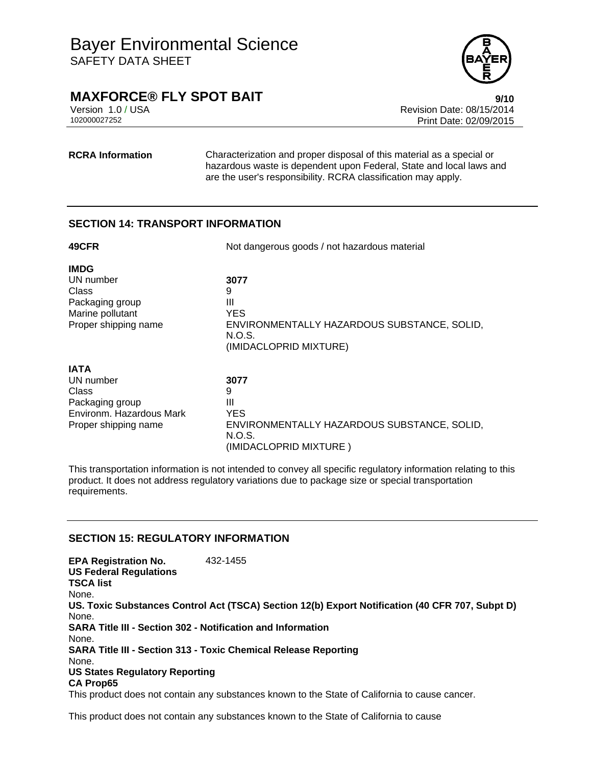| | |
|---|---|
| **RCRA Information** | Characterization and proper disposal of this material as a special or hazardous waste is dependent upon Federal, State and local laws and are the user's responsibility. RCRA classification may apply. |

## SECTION 14: TRANSPORT INFORMATION

| | |
|---|---|
| **49CFR** | Not dangerous goods / not hazardous material |

**IMDG**

| | |
|---|---|
| UN number | **3077** |
| Class | 9 |
| Packaging group | III |
| Marine pollutant | YES |
| Proper shipping name | ENVIRONMENTALLY HAZARDOUS SUBSTANCE, SOLID, N.O.S. (IMIDACLOPRID MIXTURE) |

**IATA**

| | |
|---|---|
| UN number | **3077** |
| Class | 9 |
| Packaging group | III |
| Environm. Hazardous Mark | YES |
| Proper shipping name | ENVIRONMENTALLY HAZARDOUS SUBSTANCE, SOLID, N.O.S. (IMIDACLOPRID MIXTURE ) |

This transportation information is not intended to convey all specific regulatory information relating to this product. It does not address regulatory variations due to package size or special transportation requirements.

## SECTION 15: REGULATORY INFORMATION

**EPA Registration No.** 432-1455

**US Federal Regulations**

**TSCA list**

None.

**US. Toxic Substances Control Act (TSCA) Section 12(b) Export Notification (40 CFR 707, Subpt D)**

None.

**SARA Title III - Section 302 - Notification and Information**

None.

**SARA Title III - Section 313 - Toxic Chemical Release Reporting**

None.

**US States Regulatory Reporting**

**CA Prop65**

This product does not contain any substances known to the State of California to cause cancer.

This product does not contain any substances known to the State of California to cause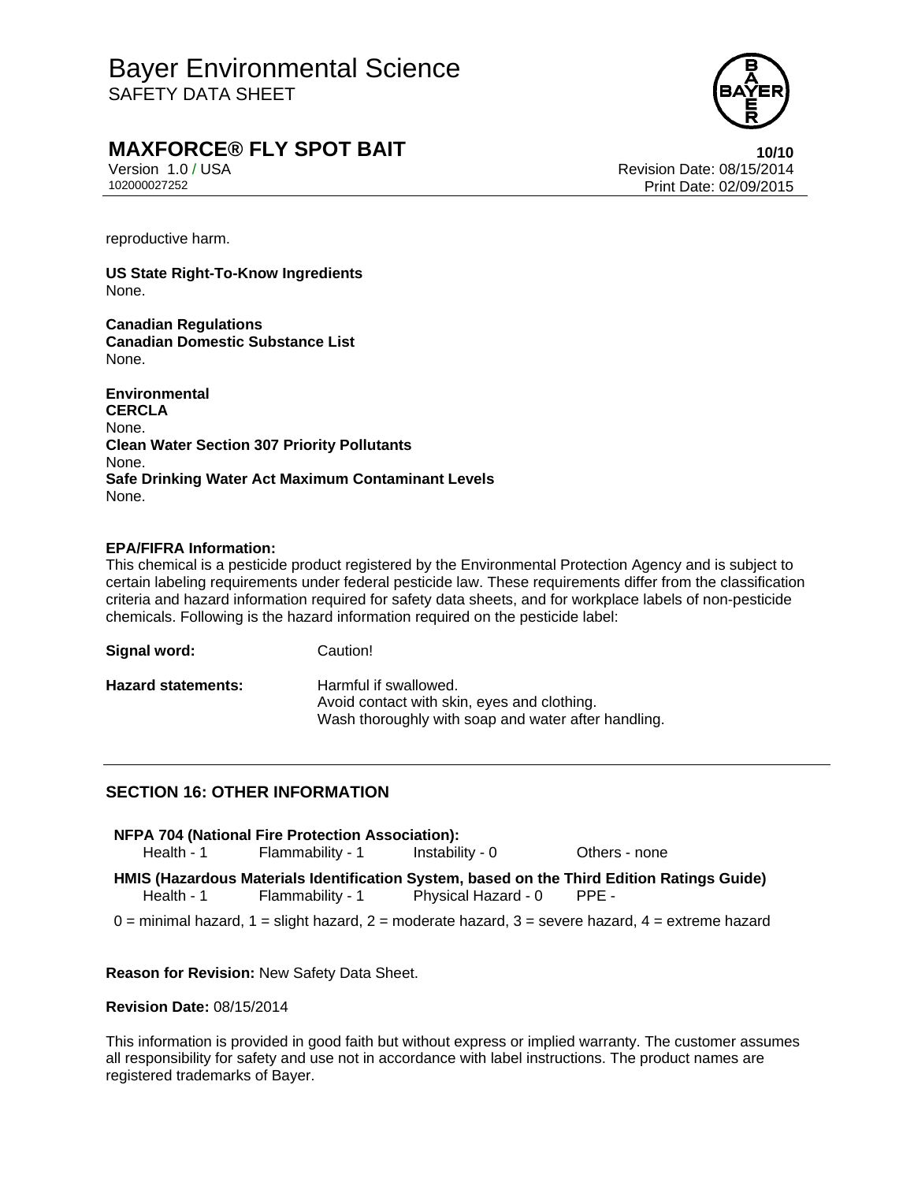reproductive harm.

**US State Right-To-Know Ingredients**
None.

**Canadian Regulations**
**Canadian Domestic Substance List**
None.

**Environmental**
**CERCLA**
None.
**Clean Water Section 307 Priority Pollutants**
None.
**Safe Drinking Water Act Maximum Contaminant Levels**
None.

**EPA/FIFRA Information:**
This chemical is a pesticide product registered by the Environmental Protection Agency and is subject to certain labeling requirements under federal pesticide law. These requirements differ from the classification criteria and hazard information required for safety data sheets, and for workplace labels of non-pesticide chemicals. Following is the hazard information required on the pesticide label:

**Signal word:** Caution!

**Hazard statements:** Harmful if swallowed.
Avoid contact with skin, eyes and clothing.
Wash thoroughly with soap and water after handling.

## SECTION 16: OTHER INFORMATION

**NFPA 704 (National Fire Protection Association):**

| | | | |
|---|---|---|---|
| Health - 1 | Flammability - 1 | Instability - 0 | Others - none |

**HMIS (Hazardous Materials Identification System, based on the Third Edition Ratings Guide)**

| | | | |
|---|---|---|---|
| Health - 1 | Flammability - 1 | Physical Hazard - 0 | PPE - |

0 = minimal hazard, 1 = slight hazard, 2 = moderate hazard, 3 = severe hazard, 4 = extreme hazard

**Reason for Revision:** New Safety Data Sheet.

**Revision Date:** 08/15/2014

This information is provided in good faith but without express or implied warranty. The customer assumes all responsibility for safety and use not in accordance with label instructions. The product names are registered trademarks of Bayer.